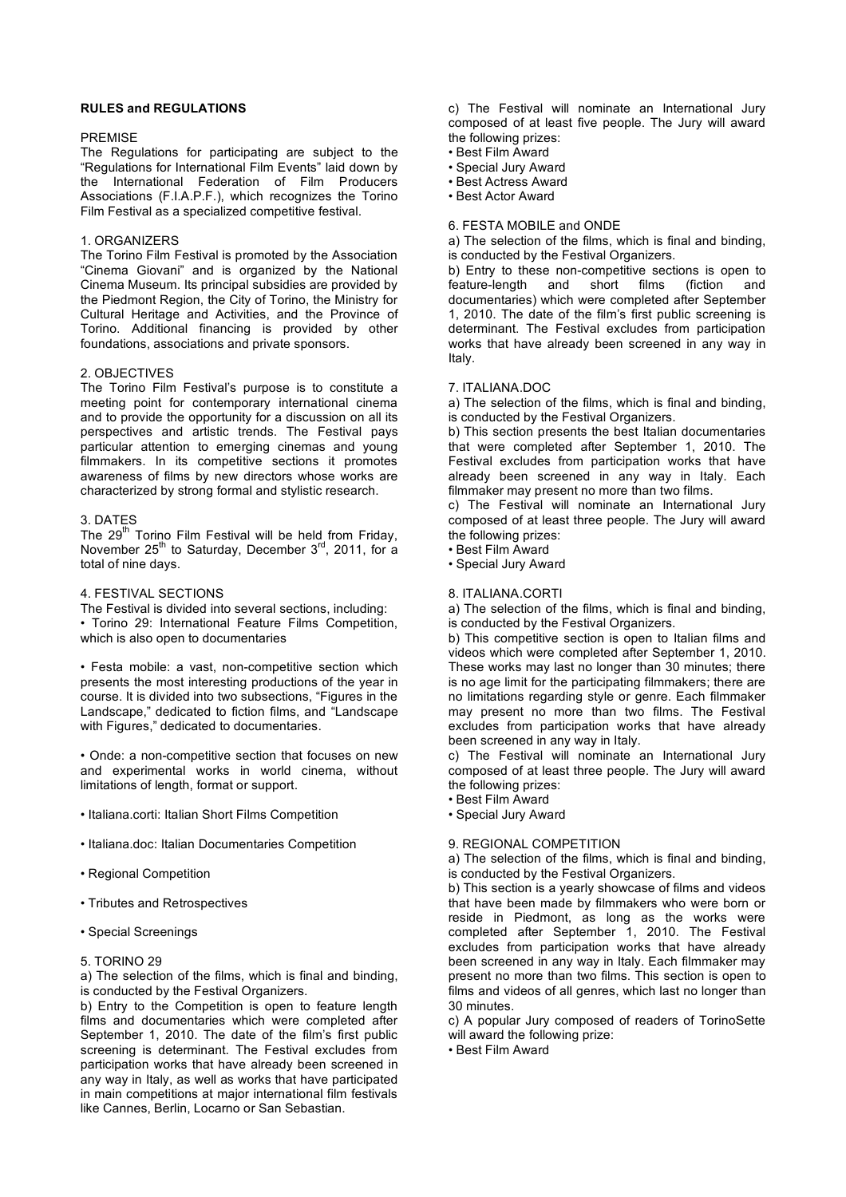# RULES and REGULATIONS

## PREMISE

The Regulations for participating are subject to the "Regulations for International Film Events" laid down by the International Federation of Film Producers Associations (F.I.A.P.F.), which recognizes the Torino Film Festival as a specialized competitive festival.

## 1. ORGANIZERS

The Torino Film Festival is promoted by the Association "Cinema Giovani" and is organized by the National Cinema Museum. Its principal subsidies are provided by the Piedmont Region, the City of Torino, the Ministry for Cultural Heritage and Activities, and the Province of Torino. Additional financing is provided by other foundations, associations and private sponsors.

## 2. OBJECTIVES

The Torino Film Festival's purpose is to constitute a meeting point for contemporary international cinema and to provide the opportunity for a discussion on all its perspectives and artistic trends. The Festival pays particular attention to emerging cinemas and young filmmakers. In its competitive sections it promotes awareness of films by new directors whose works are characterized by strong formal and stylistic research.

## 3. DATES

The 29th Torino Film Festival will be held from Friday, November 25th to Saturday, December 3rd, 2011, for a total of nine days.

## 4. FESTIVAL SECTIONS

The Festival is divided into several sections, including:

- Torino 29: International Feature Films Competition, which is also open to documentaries

- Festa mobile: a vast, non-competitive section which presents the most interesting productions of the year in course. It is divided into two subsections, "Figures in the Landscape," dedicated to fiction films, and "Landscape with Figures," dedicated to documentaries.

- Onde: a non-competitive section that focuses on new and experimental works in world cinema, without limitations of length, format or support.

- Italiana.corti: Italian Short Films Competition

- Italiana.doc: Italian Documentaries Competition

- Regional Competition

- Tributes and Retrospectives

- Special Screenings

## 5. TORINO 29

a) The selection of the films, which is final and binding, is conducted by the Festival Organizers.

b) Entry to the Competition is open to feature length films and documentaries which were completed after September 1, 2010. The date of the film's first public screening is determinant. The Festival excludes from participation works that have already been screened in any way in Italy, as well as works that have participated in main competitions at major international film festivals like Cannes, Berlin, Locarno or San Sebastian.

c) The Festival will nominate an International Jury composed of at least five people. The Jury will award the following prizes:

- Best Film Award
- Special Jury Award
- Best Actress Award
- Best Actor Award

## 6. FESTA MOBILE and ONDE

a) The selection of the films, which is final and binding, is conducted by the Festival Organizers.

b) Entry to these non-competitive sections is open to feature-length and short films (fiction and documentaries) which were completed after September 1, 2010. The date of the film's first public screening is determinant. The Festival excludes from participation works that have already been screened in any way in Italy.

## 7. ITALIANA.DOC

a) The selection of the films, which is final and binding, is conducted by the Festival Organizers.

b) This section presents the best Italian documentaries that were completed after September 1, 2010. The Festival excludes from participation works that have already been screened in any way in Italy. Each filmmaker may present no more than two films.

c) The Festival will nominate an International Jury composed of at least three people. The Jury will award the following prizes:

- Best Film Award
- Special Jury Award

## 8. ITALIANA.CORTI

a) The selection of the films, which is final and binding, is conducted by the Festival Organizers.

b) This competitive section is open to Italian films and videos which were completed after September 1, 2010. These works may last no longer than 30 minutes; there is no age limit for the participating filmmakers; there are no limitations regarding style or genre. Each filmmaker may present no more than two films. The Festival excludes from participation works that have already been screened in any way in Italy.

c) The Festival will nominate an International Jury composed of at least three people. The Jury will award the following prizes:

- Best Film Award
- Special Jury Award

## 9. REGIONAL COMPETITION

a) The selection of the films, which is final and binding, is conducted by the Festival Organizers.

b) This section is a yearly showcase of films and videos that have been made by filmmakers who were born or reside in Piedmont, as long as the works were completed after September 1, 2010. The Festival excludes from participation works that have already been screened in any way in Italy. Each filmmaker may present no more than two films. This section is open to films and videos of all genres, which last no longer than 30 minutes.

c) A popular Jury composed of readers of TorinoSette will award the following prize:

- Best Film Award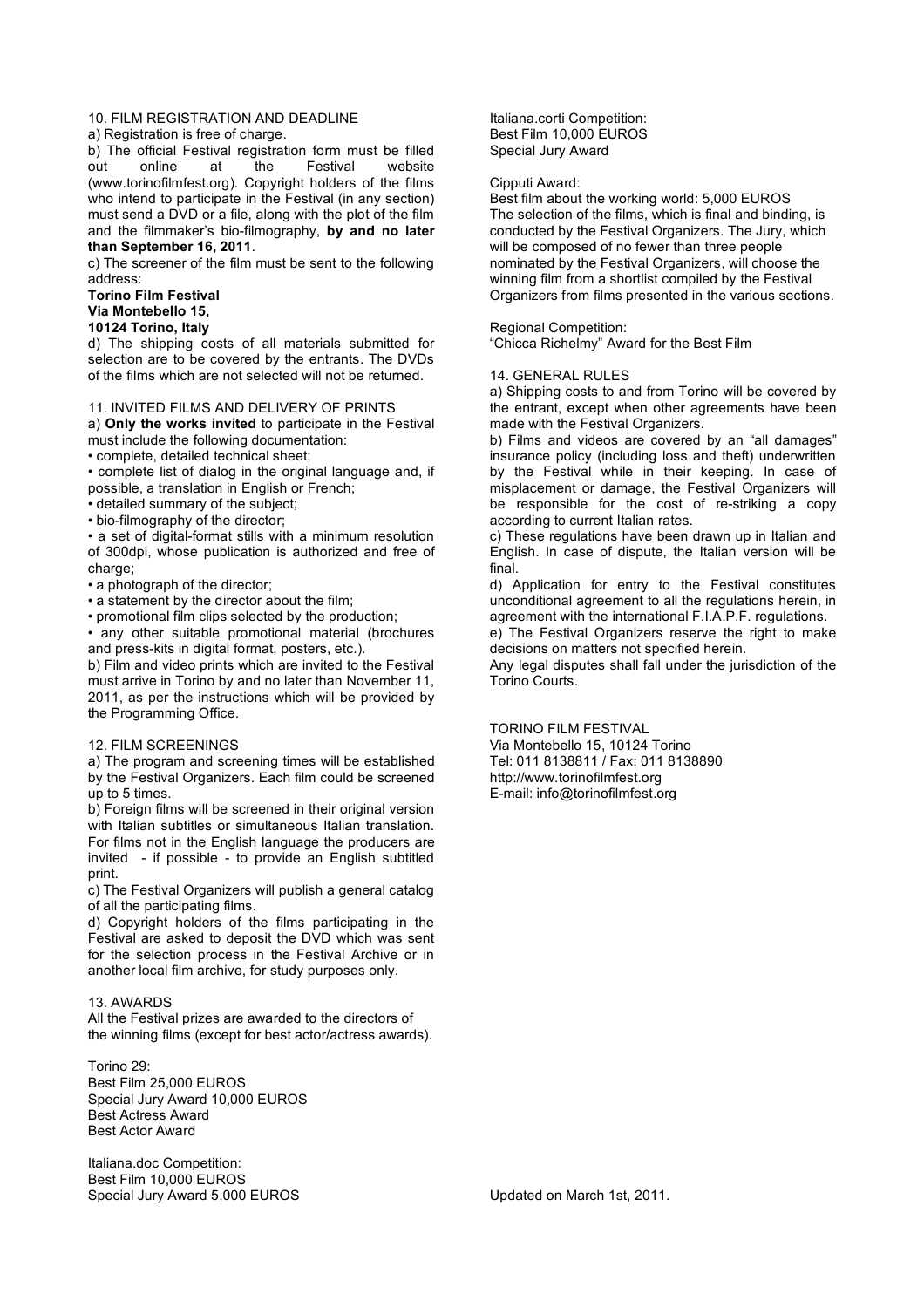## 10. FILM REGISTRATION AND DEADLINE

a) Registration is free of charge.

b) The official Festival registration form must be filled out online at the Festival website (www.torinofilmfest.org). Copyright holders of the films who intend to participate in the Festival (in any section) must send a DVD or a file, along with the plot of the film and the filmmaker's bio-filmography, **by and no later than September 16, 2011**.

c) The screener of the film must be sent to the following address:

**Torino Film Festival**
**Via Montebello 15,**
**10124 Torino, Italy**

d) The shipping costs of all materials submitted for selection are to be covered by the entrants. The DVDs of the films which are not selected will not be returned.

## 11. INVITED FILMS AND DELIVERY OF PRINTS

a) **Only the works invited** to participate in the Festival must include the following documentation:

- complete, detailed technical sheet;
- complete list of dialog in the original language and, if possible, a translation in English or French;
- detailed summary of the subject;
- bio-filmography of the director;
- a set of digital-format stills with a minimum resolution of 300dpi, whose publication is authorized and free of charge;
- a photograph of the director;
- a statement by the director about the film;
- promotional film clips selected by the production;
- any other suitable promotional material (brochures and press-kits in digital format, posters, etc.).

b) Film and video prints which are invited to the Festival must arrive in Torino by and no later than November 11, 2011, as per the instructions which will be provided by the Programming Office.

## 12. FILM SCREENINGS

a) The program and screening times will be established by the Festival Organizers. Each film could be screened up to 5 times.

b) Foreign films will be screened in their original version with Italian subtitles or simultaneous Italian translation. For films not in the English language the producers are invited - if possible - to provide an English subtitled print.

c) The Festival Organizers will publish a general catalog of all the participating films.

d) Copyright holders of the films participating in the Festival are asked to deposit the DVD which was sent for the selection process in the Festival Archive or in another local film archive, for study purposes only.

## 13. AWARDS

All the Festival prizes are awarded to the directors of the winning films (except for best actor/actress awards).

Torino 29:
Best Film 25,000 EUROS
Special Jury Award 10,000 EUROS
Best Actress Award
Best Actor Award

Italiana.doc Competition:
Best Film 10,000 EUROS
Special Jury Award 5,000 EUROS

Italiana.corti Competition:
Best Film 10,000 EUROS
Special Jury Award

Cipputi Award:
Best film about the working world: 5,000 EUROS
The selection of the films, which is final and binding, is conducted by the Festival Organizers. The Jury, which will be composed of no fewer than three people nominated by the Festival Organizers, will choose the winning film from a shortlist compiled by the Festival Organizers from films presented in the various sections.

Regional Competition:
"Chicca Richelmy" Award for the Best Film

## 14. GENERAL RULES

a) Shipping costs to and from Torino will be covered by the entrant, except when other agreements have been made with the Festival Organizers.

b) Films and videos are covered by an "all damages" insurance policy (including loss and theft) underwritten by the Festival while in their keeping. In case of misplacement or damage, the Festival Organizers will be responsible for the cost of re-striking a copy according to current Italian rates.

c) These regulations have been drawn up in Italian and English. In case of dispute, the Italian version will be final.

d) Application for entry to the Festival constitutes unconditional agreement to all the regulations herein, in agreement with the international F.I.A.P.F. regulations.

e) The Festival Organizers reserve the right to make decisions on matters not specified herein.

Any legal disputes shall fall under the jurisdiction of the Torino Courts.

TORINO FILM FESTIVAL
Via Montebello 15, 10124 Torino
Tel: 011 8138811 / Fax: 011 8138890
http://www.torinofilmfest.org
E-mail: info@torinofilmfest.org

Updated on March 1st, 2011.